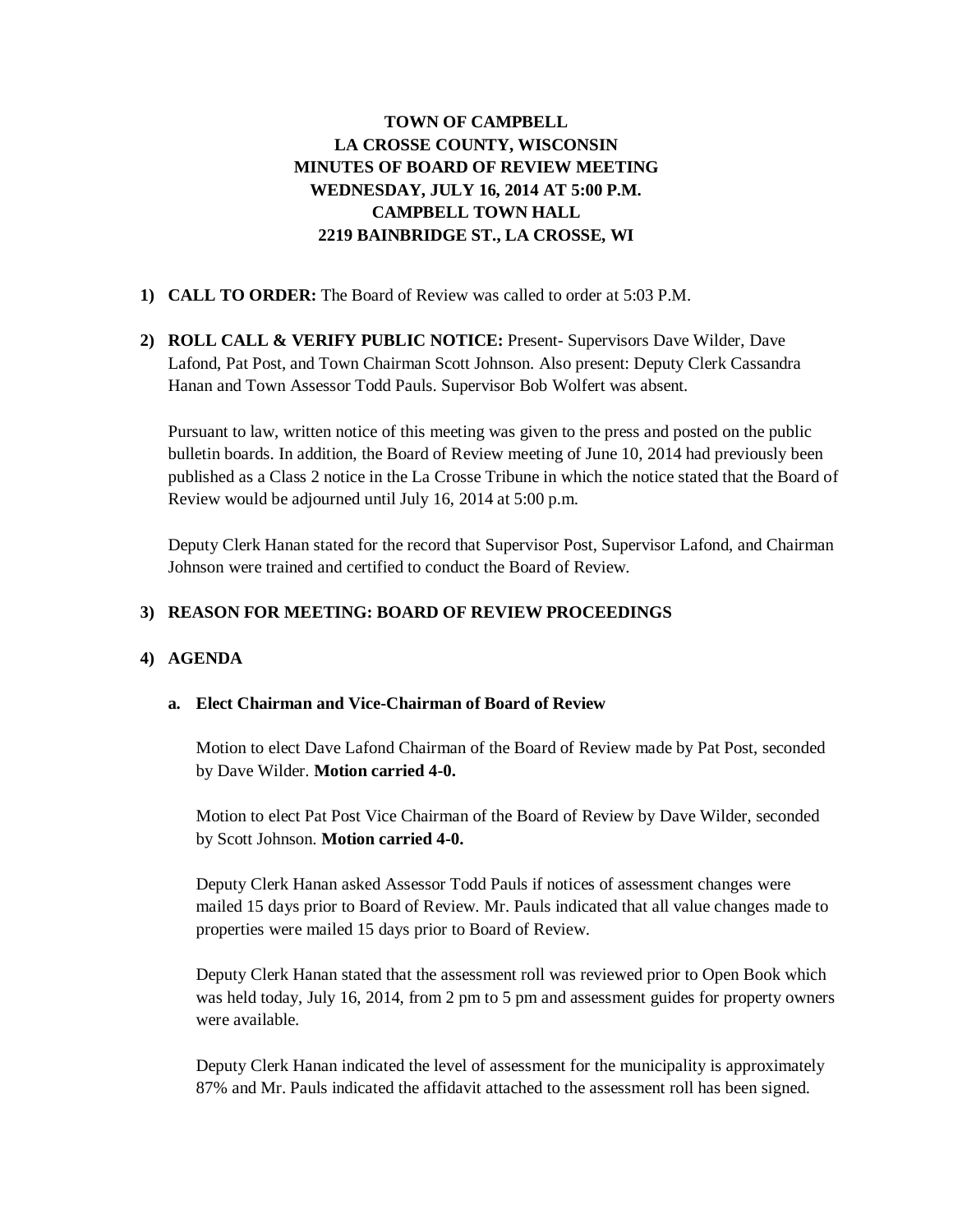# TOWN OF CAMPBELL
# LA CROSSE COUNTY, WISCONSIN
# MINUTES OF BOARD OF REVIEW MEETING
# WEDNESDAY, JULY 16, 2014 AT 5:00 P.M.
# CAMPBELL TOWN HALL
# 2219 BAINBRIDGE ST., LA CROSSE, WI

1) **CALL TO ORDER:** The Board of Review was called to order at 5:03 P.M.

2) **ROLL CALL & VERIFY PUBLIC NOTICE:** Present- Supervisors Dave Wilder, Dave Lafond, Pat Post, and Town Chairman Scott Johnson. Also present: Deputy Clerk Cassandra Hanan and Town Assessor Todd Pauls. Supervisor Bob Wolfert was absent.

   Pursuant to law, written notice of this meeting was given to the press and posted on the public bulletin boards. In addition, the Board of Review meeting of June 10, 2014 had previously been published as a Class 2 notice in the La Crosse Tribune in which the notice stated that the Board of Review would be adjourned until July 16, 2014 at 5:00 p.m.

   Deputy Clerk Hanan stated for the record that Supervisor Post, Supervisor Lafond, and Chairman Johnson were trained and certified to conduct the Board of Review.

3) **REASON FOR MEETING: BOARD OF REVIEW PROCEEDINGS**

4) **AGENDA**

   a. **Elect Chairman and Vice-Chairman of Board of Review**

   Motion to elect Dave Lafond Chairman of the Board of Review made by Pat Post, seconded by Dave Wilder. **Motion carried 4-0.**

   Motion to elect Pat Post Vice Chairman of the Board of Review by Dave Wilder, seconded by Scott Johnson. **Motion carried 4-0.**

   Deputy Clerk Hanan asked Assessor Todd Pauls if notices of assessment changes were mailed 15 days prior to Board of Review. Mr. Pauls indicated that all value changes made to properties were mailed 15 days prior to Board of Review.

   Deputy Clerk Hanan stated that the assessment roll was reviewed prior to Open Book which was held today, July 16, 2014, from 2 pm to 5 pm and assessment guides for property owners were available.

   Deputy Clerk Hanan indicated the level of assessment for the municipality is approximately 87% and Mr. Pauls indicated the affidavit attached to the assessment roll has been signed.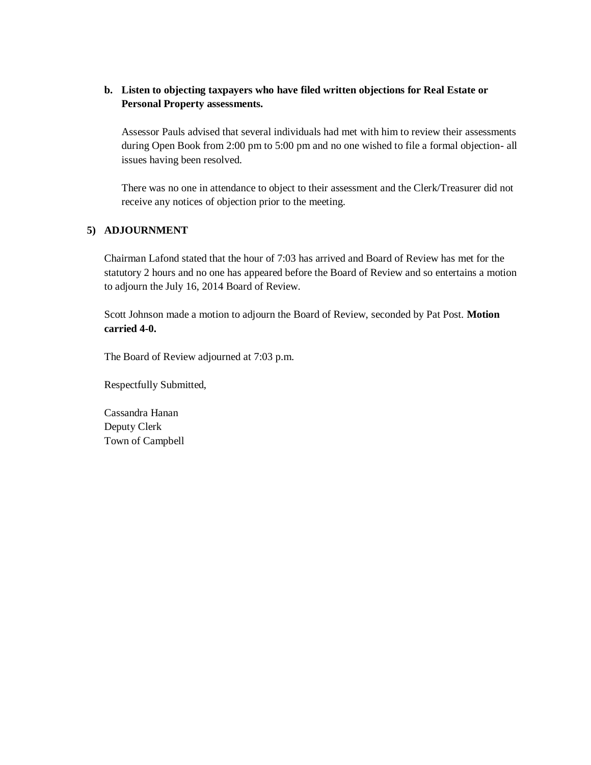**b. Listen to objecting taxpayers who have filed written objections for Real Estate or Personal Property assessments.**

Assessor Pauls advised that several individuals had met with him to review their assessments during Open Book from 2:00 pm to 5:00 pm and no one wished to file a formal objection- all issues having been resolved.

There was no one in attendance to object to their assessment and the Clerk/Treasurer did not receive any notices of objection prior to the meeting.

**5) ADJOURNMENT**

Chairman Lafond stated that the hour of 7:03 has arrived and Board of Review has met for the statutory 2 hours and no one has appeared before the Board of Review and so entertains a motion to adjourn the July 16, 2014 Board of Review.

Scott Johnson made a motion to adjourn the Board of Review, seconded by Pat Post. **Motion carried 4-0.**

The Board of Review adjourned at 7:03 p.m.

Respectfully Submitted,

Cassandra Hanan
Deputy Clerk
Town of Campbell